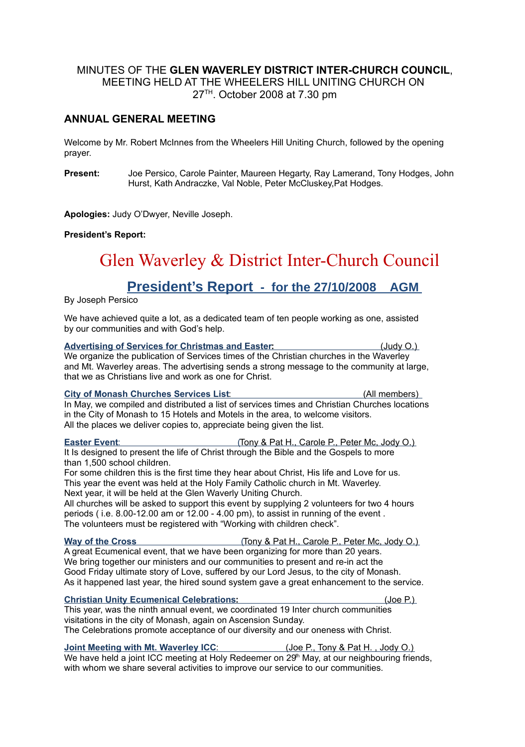MINUTES OF THE **GLEN WAVERLEY DISTRICT INTER-CHURCH COUNCIL**, MEETING HELD AT THE WHEELERS HILL UNITING CHURCH ON 27TH. October 2008 at 7.30 pm

## ANNUAL GENERAL MEETING

Welcome by Mr. Robert McInnes from the Wheelers Hill Uniting Church, followed by the opening prayer.

**Present:** Joe Persico, Carole Painter, Maureen Hegarty, Ray Lamerand, Tony Hodges, John Hurst, Kath Andraczke, Val Noble, Peter McCluskey,Pat Hodges.

**Apologies:** Judy O'Dwyer, Neville Joseph.

**President's Report:**

# Glen Waverley & District Inter-Church Council

## President's Report - for the 27/10/2008 AGM

By Joseph Persico

We have achieved quite a lot, as a dedicated team of ten people working as one, assisted by our communities and with God's help.

**Advertising of Services for Christmas and Easter:** (Judy O.)
We organize the publication of Services times of the Christian churches in the Waverley and Mt. Waverley areas. The advertising sends a strong message to the community at large, that we as Christians live and work as one for Christ.

**City of Monash Churches Services List**: (All members)
In May, we compiled and distributed a list of services times and Christian Churches locations in the City of Monash to 15 Hotels and Motels in the area, to welcome visitors.
All the places we deliver copies to, appreciate being given the list.

**Easter Event**: (Tony & Pat H., Carole P., Peter Mc, Jody O.)
It Is designed to present the life of Christ through the Bible and the Gospels to more than 1,500 school children.
For some children this is the first time they hear about Christ, His life and Love for us.
This year the event was held at the Holy Family Catholic church in Mt. Waverley.
Next year, it will be held at the Glen Waverly Uniting Church.
All churches will be asked to support this event by supplying 2 volunteers for two 4 hours periods ( i.e. 8.00-12.00 am or 12.00 - 4.00 pm), to assist in running of the event .
The volunteers must be registered with "Working with children check".

**Way of the Cross** (Tony & Pat H., Carole P., Peter Mc, Jody O.)
A great Ecumenical event, that we have been organizing for more than 20 years.
We bring together our ministers and our communities to present and re-in act the Good Friday ultimate story of Love, suffered by our Lord Jesus, to the city of Monash.
As it happened last year, the hired sound system gave a great enhancement to the service.

**Christian Unity Ecumenical Celebrations:** (Joe P.)
This year, was the ninth annual event, we coordinated 19 Inter church communities visitations in the city of Monash, again on Ascension Sunday.
The Celebrations promote acceptance of our diversity and our oneness with Christ.

**Joint Meeting with Mt. Waverley ICC**: (Joe P., Tony & Pat H. , Jody O.)
We have held a joint ICC meeting at Holy Redeemer on 29th May, at our neighbouring friends, with whom we share several activities to improve our service to our communities.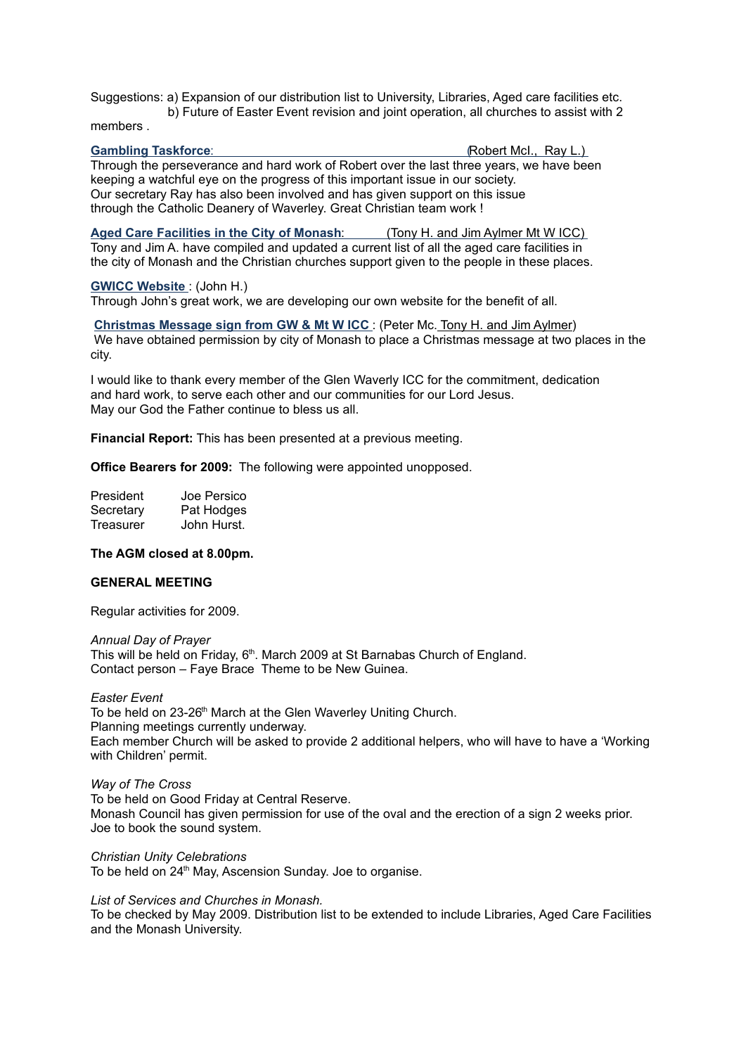Suggestions: a) Expansion of our distribution list to University, Libraries, Aged care facilities etc.
b) Future of Easter Event revision and joint operation, all churches to assist with 2 members .

**Gambling Taskforce**: (Robert McI., Ray L.)
Through the perseverance and hard work of Robert over the last three years, we have been keeping a watchful eye on the progress of this important issue in our society.
Our secretary Ray has also been involved and has given support on this issue through the Catholic Deanery of Waverley. Great Christian team work !

**Aged Care Facilities in the City of Monash**: (Tony H. and Jim Aylmer Mt W ICC)
Tony and Jim A. have compiled and updated a current list of all the aged care facilities in the city of Monash and the Christian churches support given to the people in these places.

**GWICC Website** : (John H.)
Through John's great work, we are developing our own website for the benefit of all.

**Christmas Message sign from GW & Mt W ICC** : (Peter Mc. Tony H. and Jim Aylmer)
We have obtained permission by city of Monash to place a Christmas message at two places in the city.

I would like to thank every member of the Glen Waverly ICC for the commitment, dedication and hard work, to serve each other and our communities for our Lord Jesus.
May our God the Father continue to bless us all.

**Financial Report:** This has been presented at a previous meeting.

**Office Bearers for 2009:** The following were appointed unopposed.

| | |
|---|---|
| President | Joe Persico |
| Secretary | Pat Hodges |
| Treasurer | John Hurst. |

**The AGM closed at 8.00pm.**

**GENERAL MEETING**

Regular activities for 2009.

*Annual Day of Prayer*
This will be held on Friday, 6th. March 2009 at St Barnabas Church of England.
Contact person – Faye Brace Theme to be New Guinea.

*Easter Event*
To be held on 23-26th March at the Glen Waverley Uniting Church.
Planning meetings currently underway.
Each member Church will be asked to provide 2 additional helpers, who will have to have a 'Working with Children' permit.

*Way of The Cross*
To be held on Good Friday at Central Reserve.
Monash Council has given permission for use of the oval and the erection of a sign 2 weeks prior.
Joe to book the sound system.

*Christian Unity Celebrations*
To be held on 24th May, Ascension Sunday. Joe to organise.

*List of Services and Churches in Monash.*
To be checked by May 2009. Distribution list to be extended to include Libraries, Aged Care Facilities and the Monash University.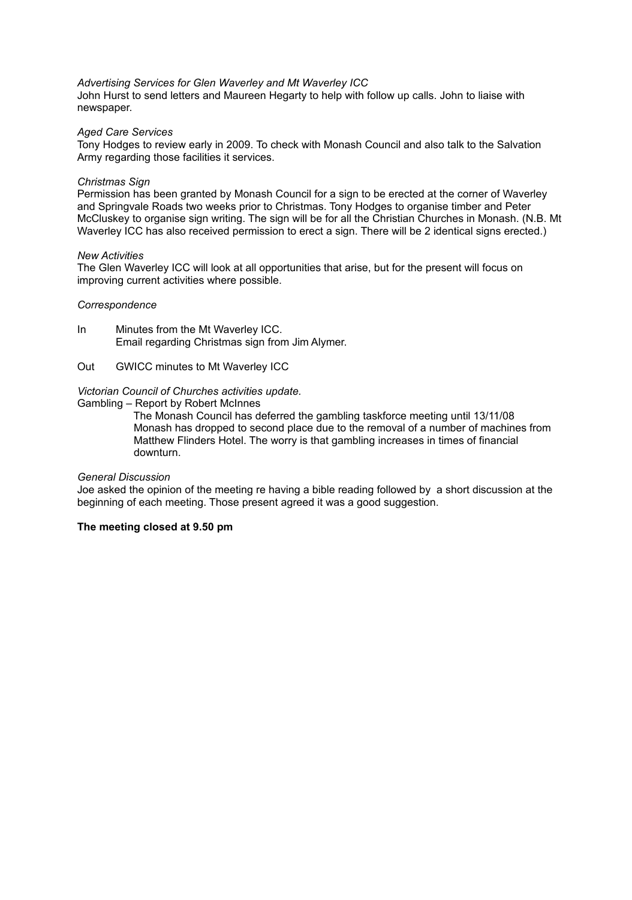*Advertising Services for Glen Waverley and Mt Waverley ICC*
John Hurst to send letters and Maureen Hegarty to help with follow up calls. John to liaise with newspaper.

*Aged Care Services*
Tony Hodges to review early in 2009. To check with Monash Council and also talk to the Salvation Army regarding those facilities it services.

*Christmas Sign*
Permission has been granted by Monash Council for a sign to be erected at the corner of Waverley and Springvale Roads two weeks prior to Christmas. Tony Hodges to organise timber and Peter McCluskey to organise sign writing. The sign will be for all the Christian Churches in Monash. (N.B. Mt Waverley ICC has also received permission to erect a sign. There will be 2 identical signs erected.)

*New Activities*
The Glen Waverley ICC will look at all opportunities that arise, but for the present will focus on improving current activities where possible.

*Correspondence*

In Minutes from the Mt Waverley ICC.
Email regarding Christmas sign from Jim Alymer.

Out GWICC minutes to Mt Waverley ICC

*Victorian Council of Churches activities update.*
Gambling – Report by Robert McInnes

The Monash Council has deferred the gambling taskforce meeting until 13/11/08
Monash has dropped to second place due to the removal of a number of machines from Matthew Flinders Hotel. The worry is that gambling increases in times of financial downturn.

*General Discussion*
Joe asked the opinion of the meeting re having a bible reading followed by a short discussion at the beginning of each meeting. Those present agreed it was a good suggestion.

**The meeting closed at 9.50 pm**